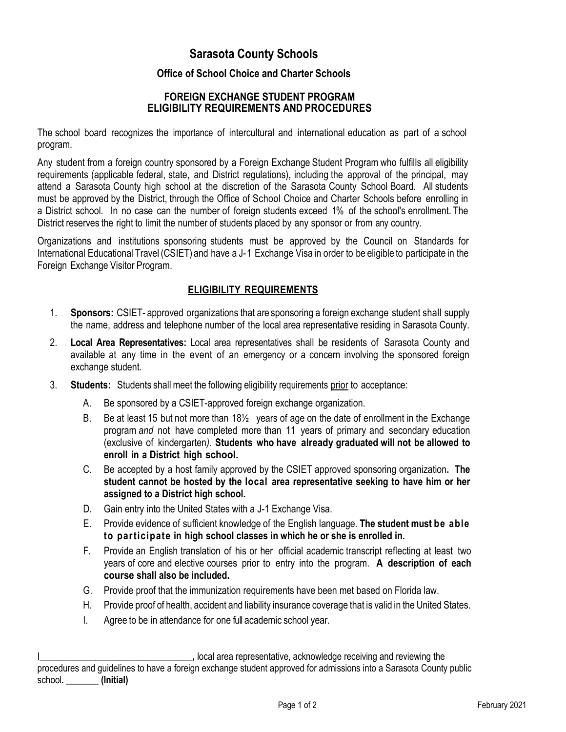# Sarasota County Schools

## Office of School Choice and Charter Schools

### FOREIGN EXCHANGE STUDENT PROGRAM ELIGIBILITY REQUIREMENTS AND PROCEDURES

The school board recognizes the importance of intercultural and international education as part of a school program.

Any student from a foreign country sponsored by a Foreign Exchange Student Program who fulfills all eligibility requirements (applicable federal, state, and District regulations), including the approval of the principal, may attend a Sarasota County high school at the discretion of the Sarasota County School Board. All students must be approved by the District, through the Office of School Choice and Charter Schools before enrolling in a District school. In no case can the number of foreign students exceed 1% of the school's enrollment. The District reserves the right to limit the number of students placed by any sponsor or from any country.

Organizations and institutions sponsoring students must be approved by the Council on Standards for International Educational Travel (CSIET) and have a J-1 Exchange Visa in order to be eligible to participate in the Foreign Exchange Visitor Program.

### ELIGIBILITY REQUIREMENTS

1. **Sponsors:** CSIET- approved organizations that are sponsoring a foreign exchange student shall supply the name, address and telephone number of the local area representative residing in Sarasota County.
2. **Local Area Representatives:** Local area representatives shall be residents of Sarasota County and available at any time in the event of an emergency or a concern involving the sponsored foreign exchange student.
3. **Students:** Students shall meet the following eligibility requirements prior to acceptance:
   - A. Be sponsored by a CSIET-approved foreign exchange organization.
   - B. Be at least 15 but not more than 18½ years of age on the date of enrollment in the Exchange program *and* not have completed more than 11 years of primary and secondary education (exclusive of kindergarten*).* **Students who have already graduated will not be allowed to enroll in a District high school.**
   - C. Be accepted by a host family approved by the CSIET approved sponsoring organization**. The student cannot be hosted by the local area representative seeking to have him or her assigned to a District high school.**
   - D. Gain entry into the United States with a J-1 Exchange Visa.
   - E. Provide evidence of sufficient knowledge of the English language. **The student must be able to participate in high school classes in which he or she is enrolled in.**
   - F. Provide an English translation of his or her official academic transcript reflecting at least two years of core and elective courses prior to entry into the program. **A description of each course shall also be included.**
   - G. Provide proof that the immunization requirements have been met based on Florida law.
   - H. Provide proof of health, accident and liability insurance coverage that is valid in the United States.
   - I. Agree to be in attendance for one full academic school year.

I________________________________**,** local area representative, acknowledge receiving and reviewing the procedures and guidelines to have a foreign exchange student approved for admissions into a Sarasota County public school**.** _______ **(Initial)**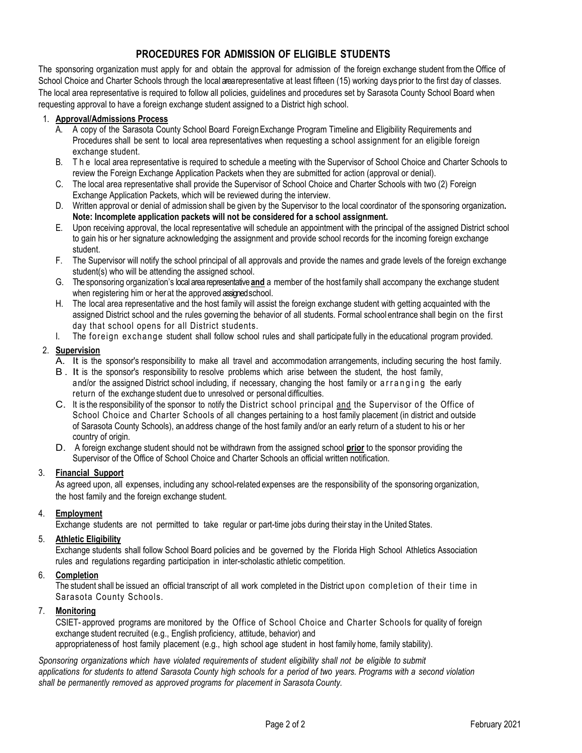# PROCEDURES FOR ADMISSION OF ELIGIBLE STUDENTS

The sponsoring organization must apply for and obtain the approval for admission of the foreign exchange student from the Office of School Choice and Charter Schools through the local area representative at least fifteen (15) working days prior to the first day of classes. The local area representative is required to follow all policies, guidelines and procedures set by Sarasota County School Board when requesting approval to have a foreign exchange student assigned to a District high school.

1. **Approval/Admissions Process**
   - A. A copy of the Sarasota County School Board Foreign Exchange Program Timeline and Eligibility Requirements and Procedures shall be sent to local area representatives when requesting a school assignment for an eligible foreign exchange student.
   - B. The local area representative is required to schedule a meeting with the Supervisor of School Choice and Charter Schools to review the Foreign Exchange Application Packets when they are submitted for action (approval or denial).
   - C. The local area representative shall provide the Supervisor of School Choice and Charter Schools with two (2) Foreign Exchange Application Packets, which will be reviewed during the interview.
   - D. Written approval or denial of admission shall be given by the Supervisor to the local coordinator of the sponsoring organization. **Note: Incomplete application packets will not be considered for a school assignment.**
   - E. Upon receiving approval, the local representative will schedule an appointment with the principal of the assigned District school to gain his or her signature acknowledging the assignment and provide school records for the incoming foreign exchange student.
   - F. The Supervisor will notify the school principal of all approvals and provide the names and grade levels of the foreign exchange student(s) who will be attending the assigned school.
   - G. The sponsoring organization's local area representative **and** a member of the host family shall accompany the exchange student when registering him or her at the approved assigned school.
   - H. The local area representative and the host family will assist the foreign exchange student with getting acquainted with the assigned District school and the rules governing the behavior of all students. Formal school entrance shall begin on the first day that school opens for all District students.
   - I. The foreign exchange student shall follow school rules and shall participate fully in the educational program provided.

2. **Supervision**
   - A. It is the sponsor's responsibility to make all travel and accommodation arrangements, including securing the host family.
   - B. It is the sponsor's responsibility to resolve problems which arise between the student, the host family, and/or the assigned District school including, if necessary, changing the host family or arranging the early return of the exchange student due to unresolved or personal difficulties.
   - C. It is the responsibility of the sponsor to notify the District school principal and the Supervisor of the Office of School Choice and Charter Schools of all changes pertaining to a host family placement (in district and outside of Sarasota County Schools), an address change of the host family and/or an early return of a student to his or her country of origin.
   - D. A foreign exchange student should not be withdrawn from the assigned school **prior** to the sponsor providing the Supervisor of the Office of School Choice and Charter Schools an official written notification.

3. **Financial Support**

   As agreed upon, all expenses, including any school-related expenses are the responsibility of the sponsoring organization, the host family and the foreign exchange student.

4. **Employment**

   Exchange students are not permitted to take regular or part-time jobs during their stay in the United States.

5. **Athletic Eligibility**

   Exchange students shall follow School Board policies and be governed by the Florida High School Athletics Association rules and regulations regarding participation in inter-scholastic athletic competition.

6. **Completion**

   The student shall be issued an official transcript of all work completed in the District upon completion of their time in Sarasota County Schools.

7. **Monitoring**

   CSIET- approved programs are monitored by the Office of School Choice and Charter Schools for quality of foreign exchange student recruited (e.g., English proficiency, attitude, behavior) and appropriateness of host family placement (e.g., high school age student in host family home, family stability).

*Sponsoring organizations which have violated requirements of student eligibility shall not be eligible to submit applications for students to attend Sarasota County high schools for a period of two years. Programs with a second violation shall be permanently removed as approved programs for placement in Sarasota County.*

February 2021